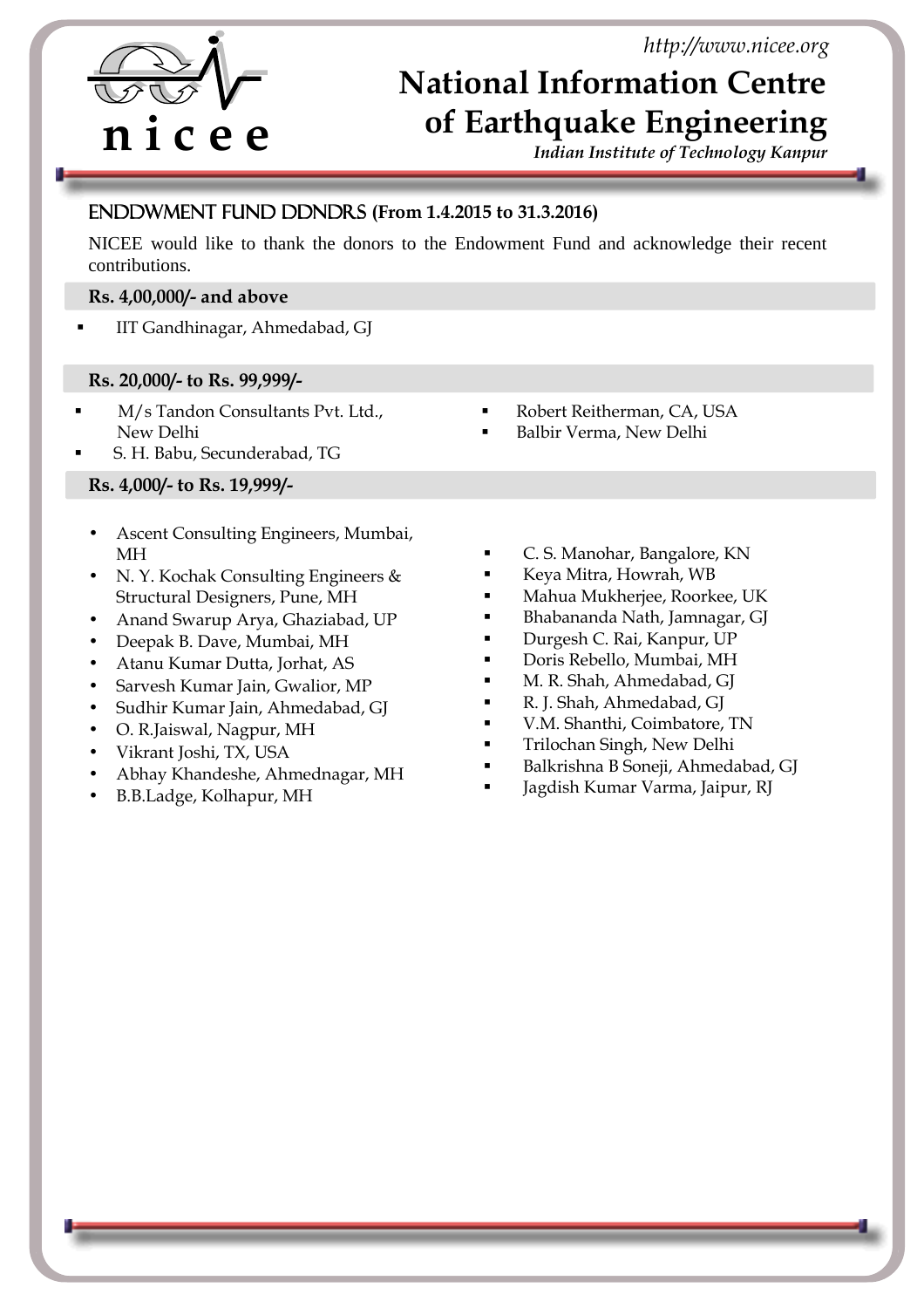# National Information Centre of Earthquake Engineering

*Indian Institute of Technology Kanpur*

*http://www.nicee.org*

## ENDDWMENT FUND DDNDRS (From 1.4.2015 to 31.3.2016)

NICEE would like to thank the donors to the Endowment Fund and acknowledge their recent contributions.

### Rs. 4,00,000/- and above

- IIT Gandhinagar, Ahmedabad, GJ

### Rs. 20,000/- to Rs. 99,999/-

- M/s Tandon Consultants Pvt. Ltd., New Delhi
- S. H. Babu, Secunderabad, TG
- Robert Reitherman, CA, USA
- Balbir Verma, New Delhi

### Rs. 4,000/- to Rs. 19,999/-

- Ascent Consulting Engineers, Mumbai, MH
- N. Y. Kochak Consulting Engineers & Structural Designers, Pune, MH
- Anand Swarup Arya, Ghaziabad, UP
- Deepak B. Dave, Mumbai, MH
- Atanu Kumar Dutta, Jorhat, AS
- Sarvesh Kumar Jain, Gwalior, MP
- Sudhir Kumar Jain, Ahmedabad, GJ
- O. R.Jaiswal, Nagpur, MH
- Vikrant Joshi, TX, USA
- Abhay Khandeshe, Ahmednagar, MH
- B.B.Ladge, Kolhapur, MH
- C. S. Manohar, Bangalore, KN
- Keya Mitra, Howrah, WB
- Mahua Mukherjee, Roorkee, UK
- Bhabananda Nath, Jamnagar, GJ
- Durgesh C. Rai, Kanpur, UP
- Doris Rebello, Mumbai, MH
- M. R. Shah, Ahmedabad, GJ
- R. J. Shah, Ahmedabad, GJ
- V.M. Shanthi, Coimbatore, TN
- Trilochan Singh, New Delhi
- Balkrishna B Soneji, Ahmedabad, GJ
- Jagdish Kumar Varma, Jaipur, RJ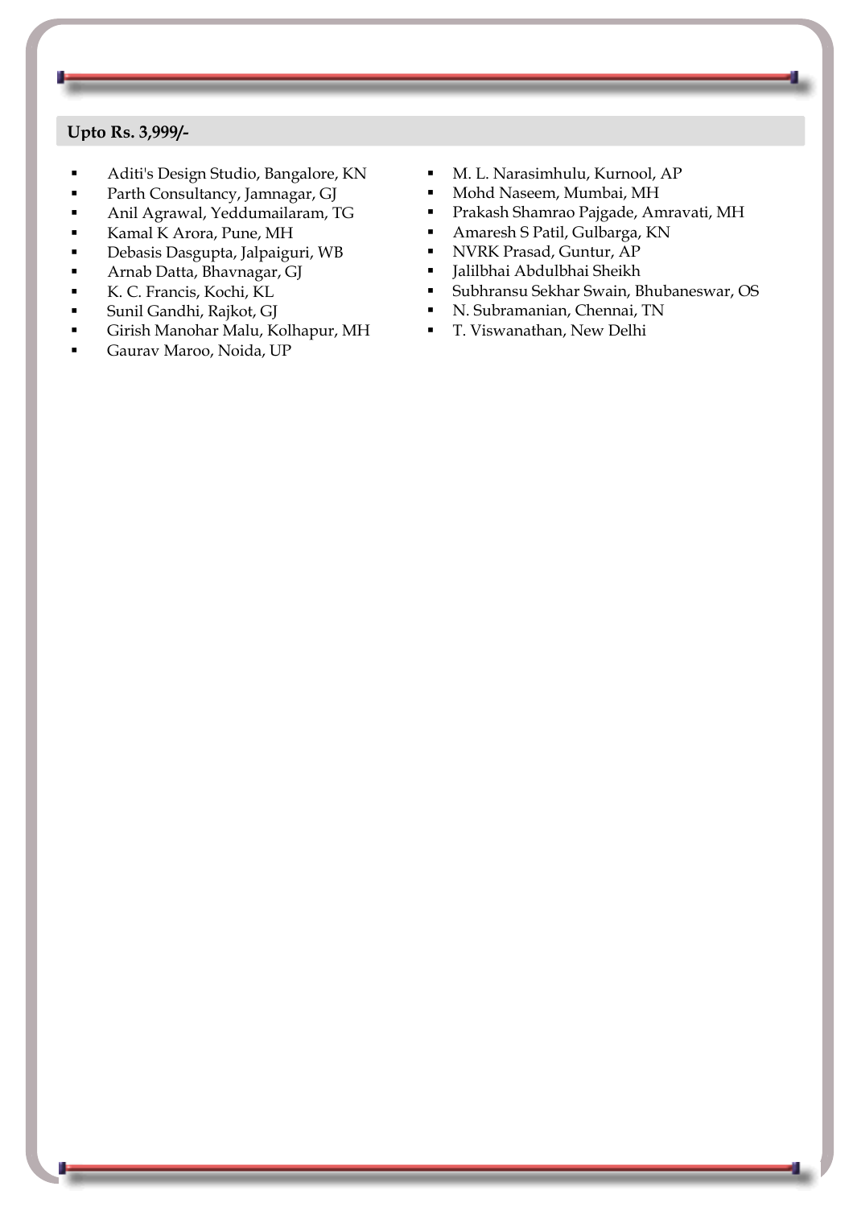## Upto Rs. 3,999/-

- Aditi's Design Studio, Bangalore, KN
- Parth Consultancy, Jamnagar, GJ
- Anil Agrawal, Yeddumailaram, TG
- Kamal K Arora, Pune, MH
- Debasis Dasgupta, Jalpaiguri, WB
- Arnab Datta, Bhavnagar, GJ
- K. C. Francis, Kochi, KL
- Sunil Gandhi, Rajkot, GJ
- Girish Manohar Malu, Kolhapur, MH
- Gaurav Maroo, Noida, UP
- M. L. Narasimhulu, Kurnool, AP
- Mohd Naseem, Mumbai, MH
- Prakash Shamrao Pajgade, Amravati, MH
- Amaresh S Patil, Gulbarga, KN
- NVRK Prasad, Guntur, AP
- Jalilbhai Abdulbhai Sheikh
- Subhransu Sekhar Swain, Bhubaneswar, OS
- N. Subramanian, Chennai, TN
- T. Viswanathan, New Delhi